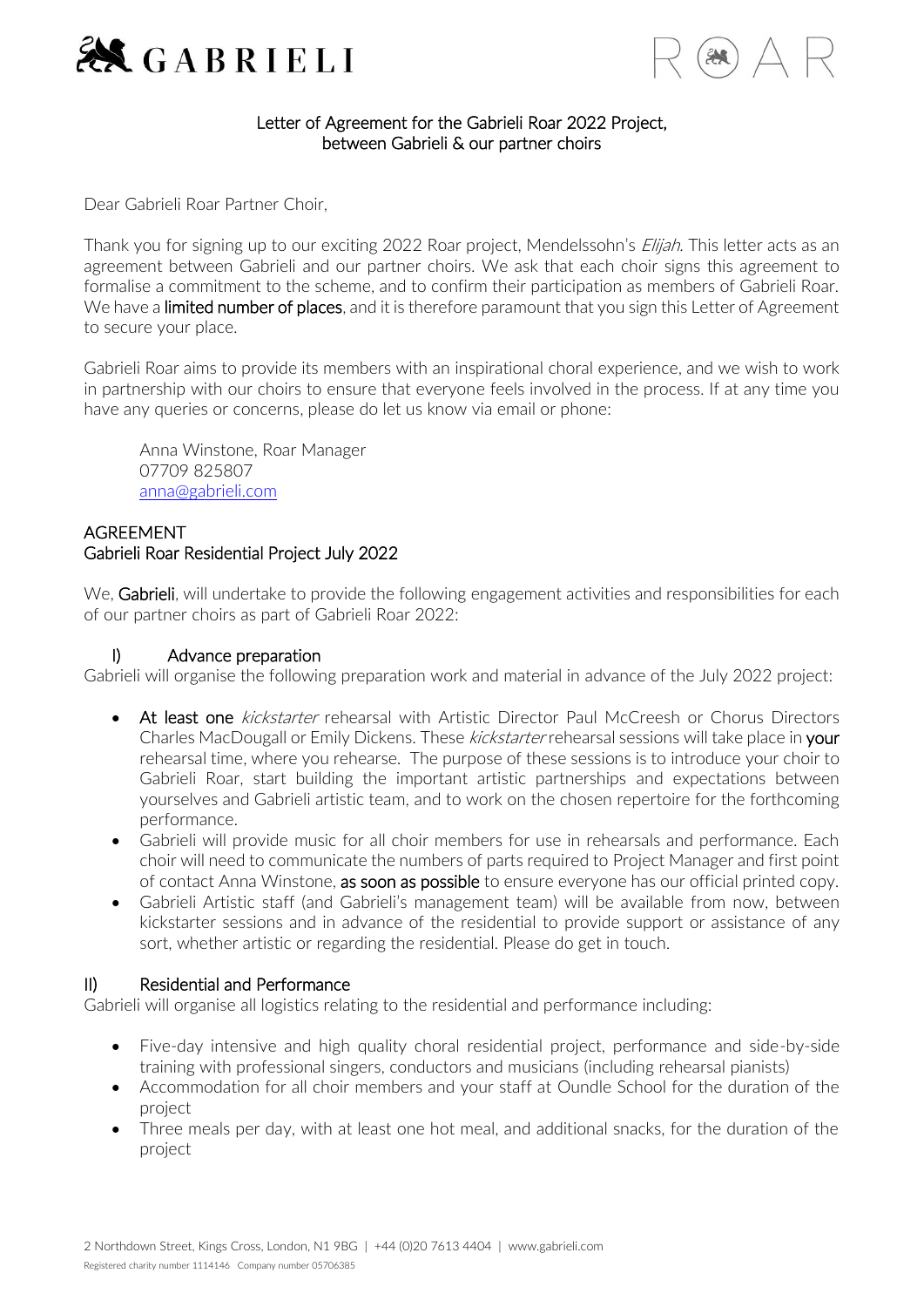# Letter of Agreement for the Gabrieli Roar 2022 Project, between Gabrieli & our partner choirs

Dear Gabrieli Roar Partner Choir,

Thank you for signing up to our exciting 2022 Roar project, Mendelssohn's *Elijah*. This letter acts as an agreement between Gabrieli and our partner choirs. We ask that each choir signs this agreement to formalise a commitment to the scheme, and to confirm their participation as members of Gabrieli Roar. We have a **limited number of places**, and it is therefore paramount that you sign this Letter of Agreement to secure your place.

Gabrieli Roar aims to provide its members with an inspirational choral experience, and we wish to work in partnership with our choirs to ensure that everyone feels involved in the process. If at any time you have any queries or concerns, please do let us know via email or phone:

> Anna Winstone, Roar Manager
> 07709 825807
> anna@gabrieli.com

## AGREEMENT
## Gabrieli Roar Residential Project July 2022

We, **Gabrieli**, will undertake to provide the following engagement activities and responsibilities for each of our partner choirs as part of Gabrieli Roar 2022:

### I) Advance preparation

Gabrieli will organise the following preparation work and material in advance of the July 2022 project:

- **At least one** *kickstarter* rehearsal with Artistic Director Paul McCreesh or Chorus Directors Charles MacDougall or Emily Dickens. These *kickstarter* rehearsal sessions will take place in **your** rehearsal time, where you rehearse. The purpose of these sessions is to introduce your choir to Gabrieli Roar, start building the important artistic partnerships and expectations between yourselves and Gabrieli artistic team, and to work on the chosen repertoire for the forthcoming performance.
- Gabrieli will provide music for all choir members for use in rehearsals and performance. Each choir will need to communicate the numbers of parts required to Project Manager and first point of contact Anna Winstone, **as soon as possible** to ensure everyone has our official printed copy.
- Gabrieli Artistic staff (and Gabrieli's management team) will be available from now, between kickstarter sessions and in advance of the residential to provide support or assistance of any sort, whether artistic or regarding the residential. Please do get in touch.

### II) Residential and Performance

Gabrieli will organise all logistics relating to the residential and performance including:

- Five-day intensive and high quality choral residential project, performance and side-by-side training with professional singers, conductors and musicians (including rehearsal pianists)
- Accommodation for all choir members and your staff at Oundle School for the duration of the project
- Three meals per day, with at least one hot meal, and additional snacks, for the duration of the project

2 Northdown Street, Kings Cross, London, N1 9BG | +44 (0)20 7613 4404 | www.gabrieli.com
Registered charity number 1114146 Company number 05706385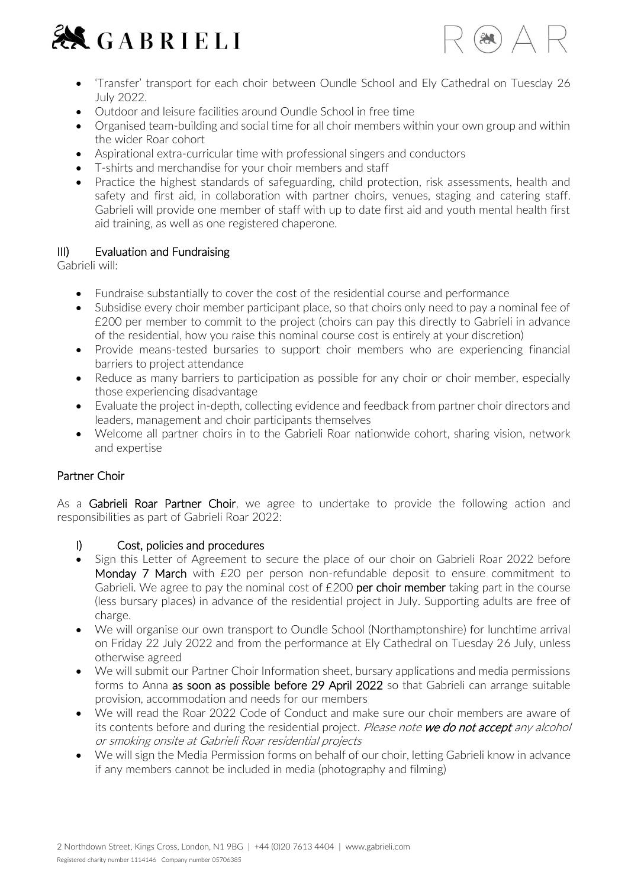- 'Transfer' transport for each choir between Oundle School and Ely Cathedral on Tuesday 26 July 2022.
- Outdoor and leisure facilities around Oundle School in free time
- Organised team-building and social time for all choir members within your own group and within the wider Roar cohort
- Aspirational extra-curricular time with professional singers and conductors
- T-shirts and merchandise for your choir members and staff
- Practice the highest standards of safeguarding, child protection, risk assessments, health and safety and first aid, in collaboration with partner choirs, venues, staging and catering staff. Gabrieli will provide one member of staff with up to date first aid and youth mental health first aid training, as well as one registered chaperone.

### III) Evaluation and Fundraising

Gabrieli will:

- Fundraise substantially to cover the cost of the residential course and performance
- Subsidise every choir member participant place, so that choirs only need to pay a nominal fee of £200 per member to commit to the project (choirs can pay this directly to Gabrieli in advance of the residential, how you raise this nominal course cost is entirely at your discretion)
- Provide means-tested bursaries to support choir members who are experiencing financial barriers to project attendance
- Reduce as many barriers to participation as possible for any choir or choir member, especially those experiencing disadvantage
- Evaluate the project in-depth, collecting evidence and feedback from partner choir directors and leaders, management and choir participants themselves
- Welcome all partner choirs in to the Gabrieli Roar nationwide cohort, sharing vision, network and expertise

## Partner Choir

As a **Gabrieli Roar Partner Choir**, we agree to undertake to provide the following action and responsibilities as part of Gabrieli Roar 2022:

### I) Cost, policies and procedures

- Sign this Letter of Agreement to secure the place of our choir on Gabrieli Roar 2022 before **Monday 7 March** with £20 per person non-refundable deposit to ensure commitment to Gabrieli. We agree to pay the nominal cost of £200 **per choir member** taking part in the course (less bursary places) in advance of the residential project in July. Supporting adults are free of charge.
- We will organise our own transport to Oundle School (Northamptonshire) for lunchtime arrival on Friday 22 July 2022 and from the performance at Ely Cathedral on Tuesday 26 July, unless otherwise agreed
- We will submit our Partner Choir Information sheet, bursary applications and media permissions forms to Anna **as soon as possible before 29 April 2022** so that Gabrieli can arrange suitable provision, accommodation and needs for our members
- We will read the Roar 2022 Code of Conduct and make sure our choir members are aware of its contents before and during the residential project. *Please note* ***we do not accept*** *any alcohol or smoking onsite at Gabrieli Roar residential projects*
- We will sign the Media Permission forms on behalf of our choir, letting Gabrieli know in advance if any members cannot be included in media (photography and filming)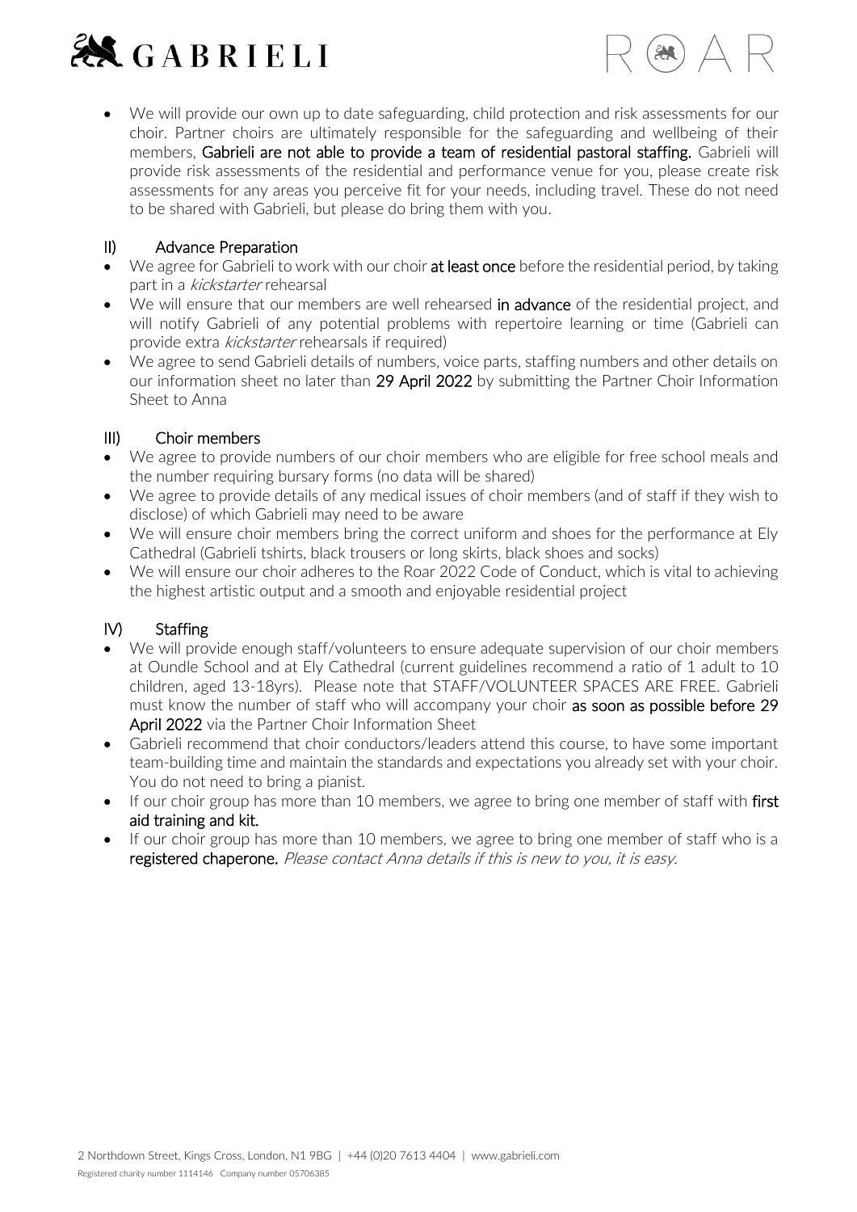- We will provide our own up to date safeguarding, child protection and risk assessments for our choir. Partner choirs are ultimately responsible for the safeguarding and wellbeing of their members, **Gabrieli are not able to provide a team of residential pastoral staffing.** Gabrieli will provide risk assessments of the residential and performance venue for you, please create risk assessments for any areas you perceive fit for your needs, including travel. These do not need to be shared with Gabrieli, but please do bring them with you.

## II) Advance Preparation

- We agree for Gabrieli to work with our choir **at least once** before the residential period, by taking part in a *kickstarter* rehearsal
- We will ensure that our members are well rehearsed **in advance** of the residential project, and will notify Gabrieli of any potential problems with repertoire learning or time (Gabrieli can provide extra *kickstarter* rehearsals if required)
- We agree to send Gabrieli details of numbers, voice parts, staffing numbers and other details on our information sheet no later than **29 April 2022** by submitting the Partner Choir Information Sheet to Anna

## III) Choir members

- We agree to provide numbers of our choir members who are eligible for free school meals and the number requiring bursary forms (no data will be shared)
- We agree to provide details of any medical issues of choir members (and of staff if they wish to disclose) of which Gabrieli may need to be aware
- We will ensure choir members bring the correct uniform and shoes for the performance at Ely Cathedral (Gabrieli tshirts, black trousers or long skirts, black shoes and socks)
- We will ensure our choir adheres to the Roar 2022 Code of Conduct, which is vital to achieving the highest artistic output and a smooth and enjoyable residential project

## IV) Staffing

- We will provide enough staff/volunteers to ensure adequate supervision of our choir members at Oundle School and at Ely Cathedral (current guidelines recommend a ratio of 1 adult to 10 children, aged 13-18yrs). Please note that STAFF/VOLUNTEER SPACES ARE FREE. Gabrieli must know the number of staff who will accompany your choir **as soon as possible before 29 April 2022** via the Partner Choir Information Sheet
- Gabrieli recommend that choir conductors/leaders attend this course, to have some important team-building time and maintain the standards and expectations you already set with your choir. You do not need to bring a pianist.
- If our choir group has more than 10 members, we agree to bring one member of staff with **first aid training and kit.**
- If our choir group has more than 10 members, we agree to bring one member of staff who is a **registered chaperone.** *Please contact Anna details if this is new to you, it is easy.*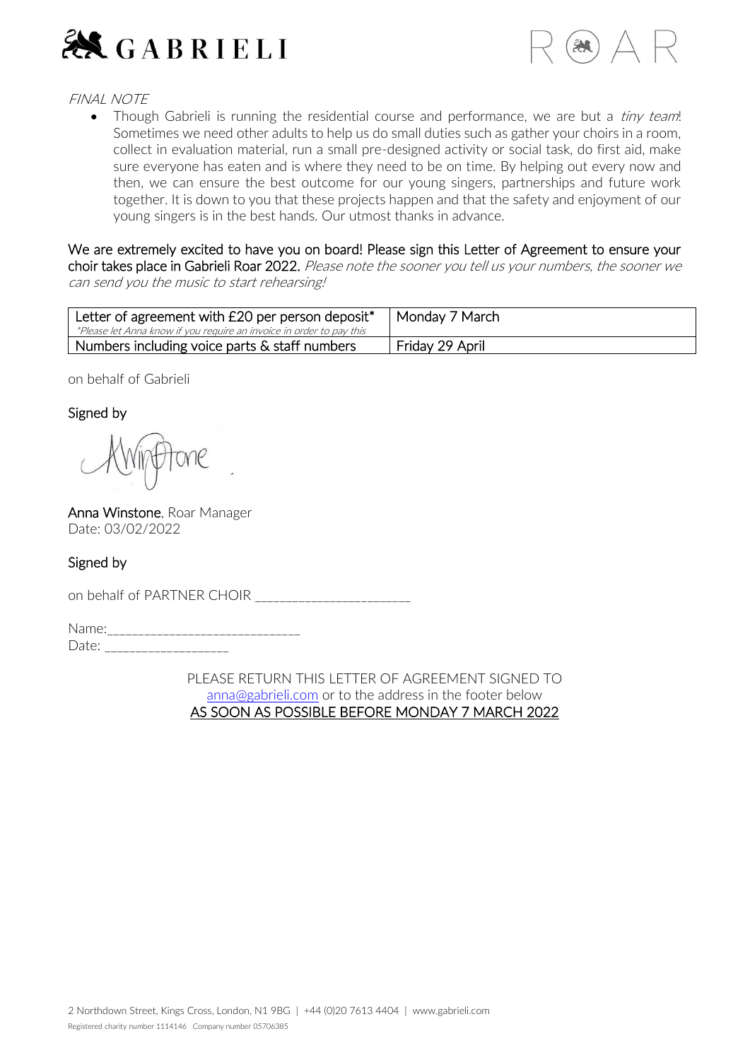*FINAL NOTE*

- Though Gabrieli is running the residential course and performance, we are but a *tiny team*! Sometimes we need other adults to help us do small duties such as gather your choirs in a room, collect in evaluation material, run a small pre-designed activity or social task, do first aid, make sure everyone has eaten and is where they need to be on time. By helping out every now and then, we can ensure the best outcome for our young singers, partnerships and future work together. It is down to you that these projects happen and that the safety and enjoyment of our young singers is in the best hands. Our utmost thanks in advance.

We are extremely excited to have you on board! Please sign this Letter of Agreement to ensure your choir takes place in Gabrieli Roar 2022. *Please note the sooner you tell us your numbers, the sooner we can send you the music to start rehearsing!*

| | |
|---|---|
| Letter of agreement with £20 per person deposit* <br> *\*Please let Anna know if you require an invoice in order to pay this* | Monday 7 March |
| Numbers including voice parts & staff numbers | Friday 29 April |

on behalf of Gabrieli

Signed by

AWinstone

**Anna Winstone**, Roar Manager
Date: 03/02/2022

Signed by

on behalf of PARTNER CHOIR ________________________

Name:______________________________
Date: ___________________

PLEASE RETURN THIS LETTER OF AGREEMENT SIGNED TO
anna@gabrieli.com or to the address in the footer below
AS SOON AS POSSIBLE BEFORE MONDAY 7 MARCH 2022